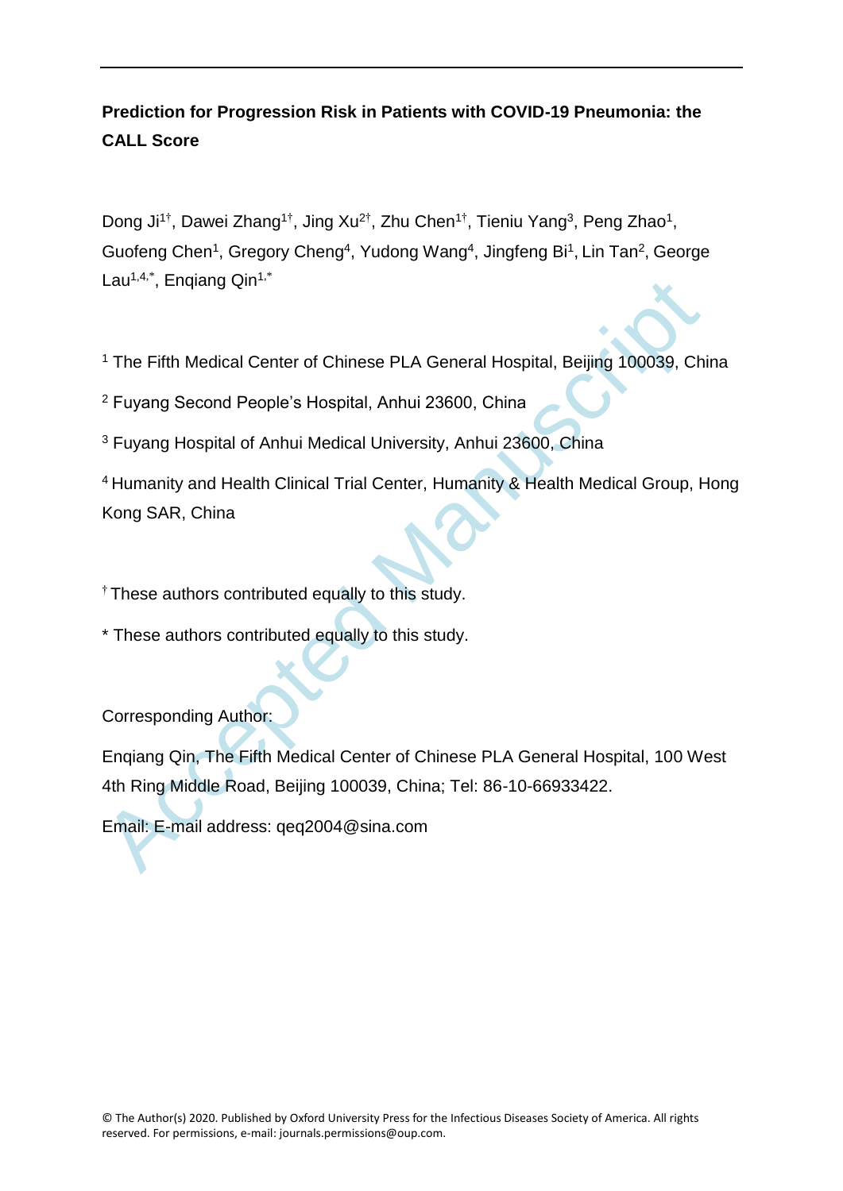**Prediction for Progression Risk in Patients with COVID-19 Pneumonia: the CALL Score**

Dong Ji[1†], Dawei Zhang[1†], Jing Xu[2†], Zhu Chen[1†], Tieniu Yang[3], Peng Zhao[1], Guofeng Chen[1], Gregory Cheng[4], Yudong Wang[4], Jingfeng Bi[1], Lin Tan[2], George Lau[1,4,*], Enqiang Qin[1,*]

[1] The Fifth Medical Center of Chinese PLA General Hospital, Beijing 100039, China

[2] Fuyang Second People's Hospital, Anhui 23600, China

[3] Fuyang Hospital of Anhui Medical University, Anhui 23600, China

[4] Humanity and Health Clinical Trial Center, Humanity & Health Medical Group, Hong Kong SAR, China

[†] These authors contributed equally to this study.

* These authors contributed equally to this study.

Corresponding Author:

Enqiang Qin, The Fifth Medical Center of Chinese PLA General Hospital, 100 West 4th Ring Middle Road, Beijing 100039, China; Tel: 86-10-66933422.

Email: E-mail address: qeq2004@sina.com

© The Author(s) 2020. Published by Oxford University Press for the Infectious Diseases Society of America. All rights reserved. For permissions, e-mail: journals.permissions@oup.com.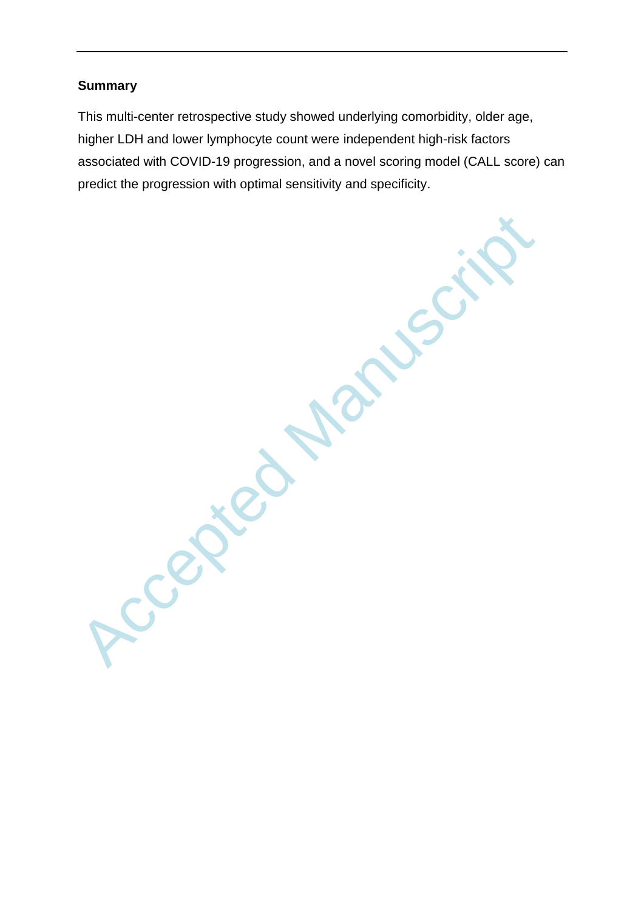## Summary

This multi-center retrospective study showed underlying comorbidity, older age, higher LDH and lower lymphocyte count were independent high-risk factors associated with COVID-19 progression, and a novel scoring model (CALL score) can predict the progression with optimal sensitivity and specificity.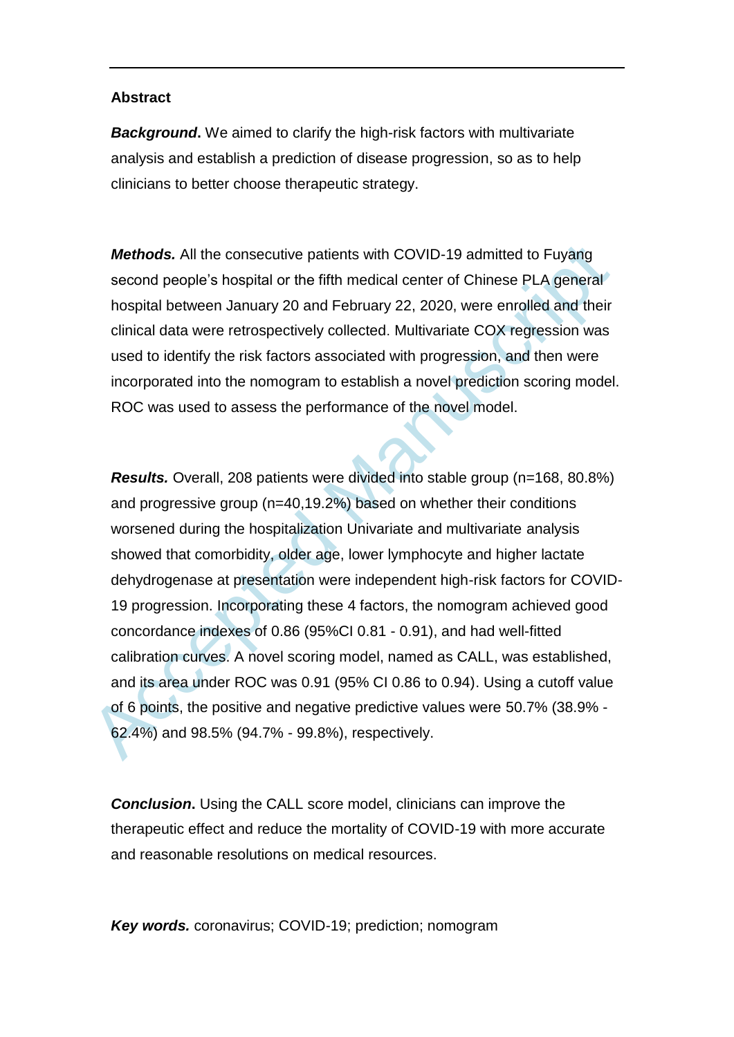## Abstract

***Background*****.** We aimed to clarify the high-risk factors with multivariate analysis and establish a prediction of disease progression, so as to help clinicians to better choose therapeutic strategy.

***Methods.*** All the consecutive patients with COVID-19 admitted to Fuyang second people's hospital or the fifth medical center of Chinese PLA general hospital between January 20 and February 22, 2020, were enrolled and their clinical data were retrospectively collected. Multivariate COX regression was used to identify the risk factors associated with progression, and then were incorporated into the nomogram to establish a novel prediction scoring model. ROC was used to assess the performance of the novel model.

***Results.*** Overall, 208 patients were divided into stable group (n=168, 80.8%) and progressive group (n=40,19.2%) based on whether their conditions worsened during the hospitalization Univariate and multivariate analysis showed that comorbidity, older age, lower lymphocyte and higher lactate dehydrogenase at presentation were independent high-risk factors for COVID-19 progression. Incorporating these 4 factors, the nomogram achieved good concordance indexes of 0.86 (95%CI 0.81 - 0.91), and had well-fitted calibration curves. A novel scoring model, named as CALL, was established, and its area under ROC was 0.91 (95% CI 0.86 to 0.94). Using a cutoff value of 6 points, the positive and negative predictive values were 50.7% (38.9% - 62.4%) and 98.5% (94.7% - 99.8%), respectively.

***Conclusion*****.** Using the CALL score model, clinicians can improve the therapeutic effect and reduce the mortality of COVID-19 with more accurate and reasonable resolutions on medical resources.

***Key words.*** coronavirus; COVID-19; prediction; nomogram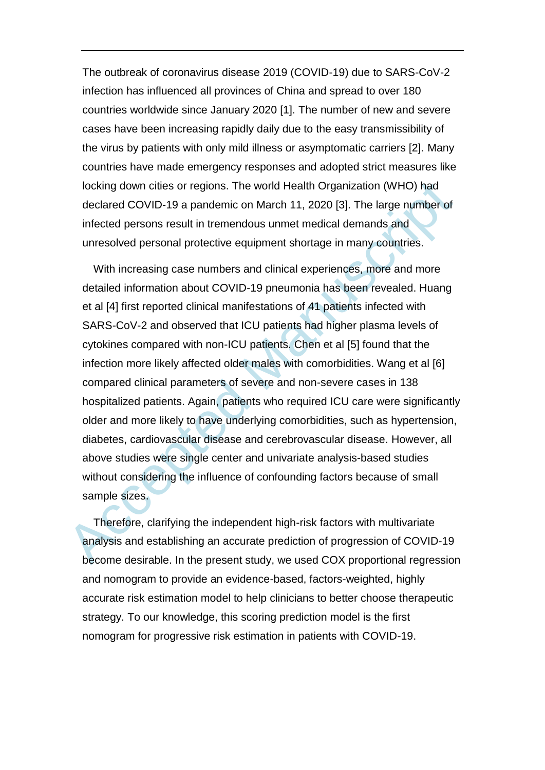The outbreak of coronavirus disease 2019 (COVID-19) due to SARS-CoV-2 infection has influenced all provinces of China and spread to over 180 countries worldwide since January 2020 [1]. The number of new and severe cases have been increasing rapidly daily due to the easy transmissibility of the virus by patients with only mild illness or asymptomatic carriers [2]. Many countries have made emergency responses and adopted strict measures like locking down cities or regions. The world Health Organization (WHO) had declared COVID-19 a pandemic on March 11, 2020 [3]. The large number of infected persons result in tremendous unmet medical demands and unresolved personal protective equipment shortage in many countries.

With increasing case numbers and clinical experiences, more and more detailed information about COVID-19 pneumonia has been revealed. Huang et al [4] first reported clinical manifestations of 41 patients infected with SARS-CoV-2 and observed that ICU patients had higher plasma levels of cytokines compared with non-ICU patients. Chen et al [5] found that the infection more likely affected older males with comorbidities. Wang et al [6] compared clinical parameters of severe and non-severe cases in 138 hospitalized patients. Again, patients who required ICU care were significantly older and more likely to have underlying comorbidities, such as hypertension, diabetes, cardiovascular disease and cerebrovascular disease. However, all above studies were single center and univariate analysis-based studies without considering the influence of confounding factors because of small sample sizes.

Therefore, clarifying the independent high-risk factors with multivariate analysis and establishing an accurate prediction of progression of COVID-19 become desirable. In the present study, we used COX proportional regression and nomogram to provide an evidence-based, factors-weighted, highly accurate risk estimation model to help clinicians to better choose therapeutic strategy. To our knowledge, this scoring prediction model is the first nomogram for progressive risk estimation in patients with COVID-19.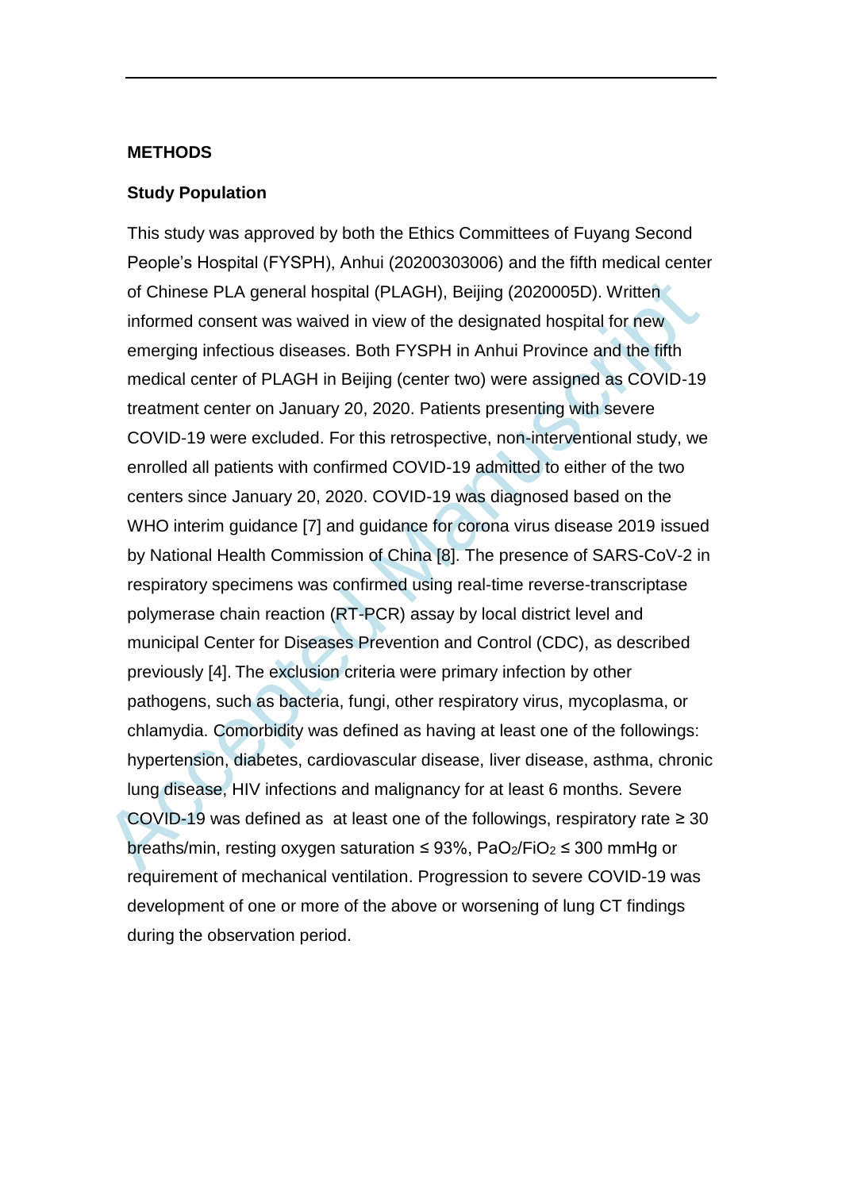## METHODS

### Study Population

This study was approved by both the Ethics Committees of Fuyang Second People's Hospital (FYSPH), Anhui (20200303006) and the fifth medical center of Chinese PLA general hospital (PLAGH), Beijing (2020005D). Written informed consent was waived in view of the designated hospital for new emerging infectious diseases. Both FYSPH in Anhui Province and the fifth medical center of PLAGH in Beijing (center two) were assigned as COVID-19 treatment center on January 20, 2020. Patients presenting with severe COVID-19 were excluded. For this retrospective, non-interventional study, we enrolled all patients with confirmed COVID-19 admitted to either of the two centers since January 20, 2020. COVID-19 was diagnosed based on the WHO interim guidance [7] and guidance for corona virus disease 2019 issued by National Health Commission of China [8]. The presence of SARS-CoV-2 in respiratory specimens was confirmed using real-time reverse-transcriptase polymerase chain reaction (RT-PCR) assay by local district level and municipal Center for Diseases Prevention and Control (CDC), as described previously [4]. The exclusion criteria were primary infection by other pathogens, such as bacteria, fungi, other respiratory virus, mycoplasma, or chlamydia. Comorbidity was defined as having at least one of the followings: hypertension, diabetes, cardiovascular disease, liver disease, asthma, chronic lung disease, HIV infections and malignancy for at least 6 months. Severe COVID-19 was defined as at least one of the followings, respiratory rate ≥ 30 breaths/min, resting oxygen saturation ≤ 93%, $PaO_2/FiO_2$ ≤ 300 mmHg or requirement of mechanical ventilation. Progression to severe COVID-19 was development of one or more of the above or worsening of lung CT findings during the observation period.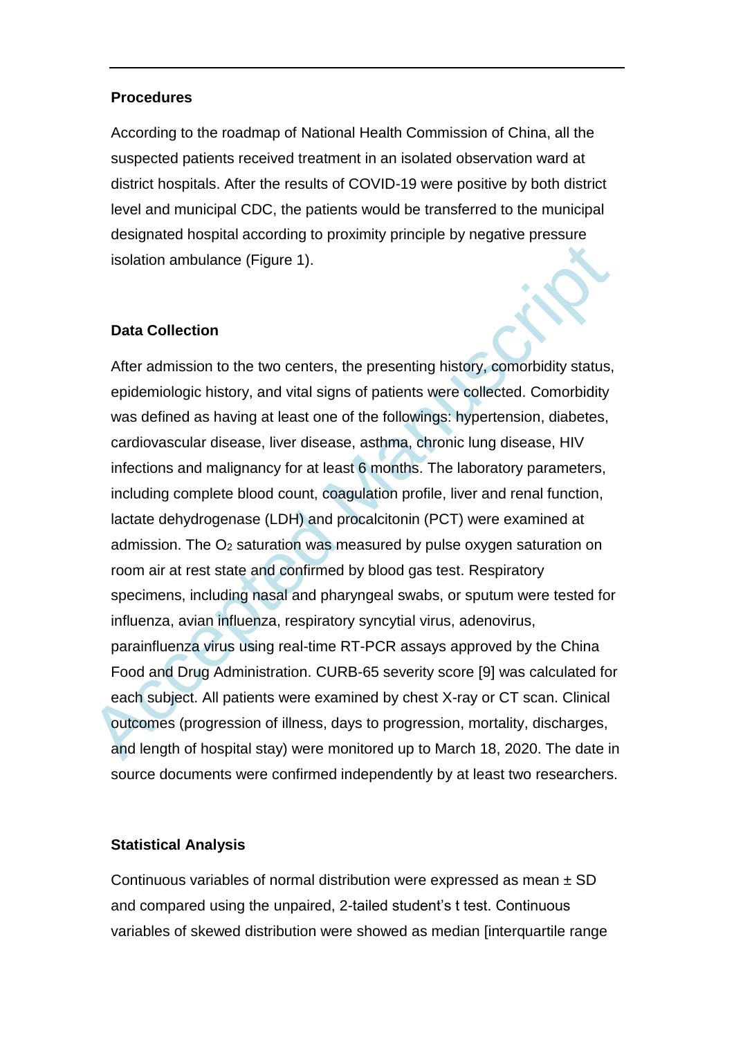**Procedures**

According to the roadmap of National Health Commission of China, all the suspected patients received treatment in an isolated observation ward at district hospitals. After the results of COVID-19 were positive by both district level and municipal CDC, the patients would be transferred to the municipal designated hospital according to proximity principle by negative pressure isolation ambulance (Figure 1).

**Data Collection**

After admission to the two centers, the presenting history, comorbidity status, epidemiologic history, and vital signs of patients were collected. Comorbidity was defined as having at least one of the followings: hypertension, diabetes, cardiovascular disease, liver disease, asthma, chronic lung disease, HIV infections and malignancy for at least 6 months. The laboratory parameters, including complete blood count, coagulation profile, liver and renal function, lactate dehydrogenase (LDH) and procalcitonin (PCT) were examined at admission. The $O_2$ saturation was measured by pulse oxygen saturation on room air at rest state and confirmed by blood gas test. Respiratory specimens, including nasal and pharyngeal swabs, or sputum were tested for influenza, avian influenza, respiratory syncytial virus, adenovirus, parainfluenza virus using real-time RT-PCR assays approved by the China Food and Drug Administration. CURB-65 severity score [9] was calculated for each subject. All patients were examined by chest X-ray or CT scan. Clinical outcomes (progression of illness, days to progression, mortality, discharges, and length of hospital stay) were monitored up to March 18, 2020. The date in source documents were confirmed independently by at least two researchers.

**Statistical Analysis**

Continuous variables of normal distribution were expressed as mean ± SD and compared using the unpaired, 2-tailed student's t test. Continuous variables of skewed distribution were showed as median [interquartile range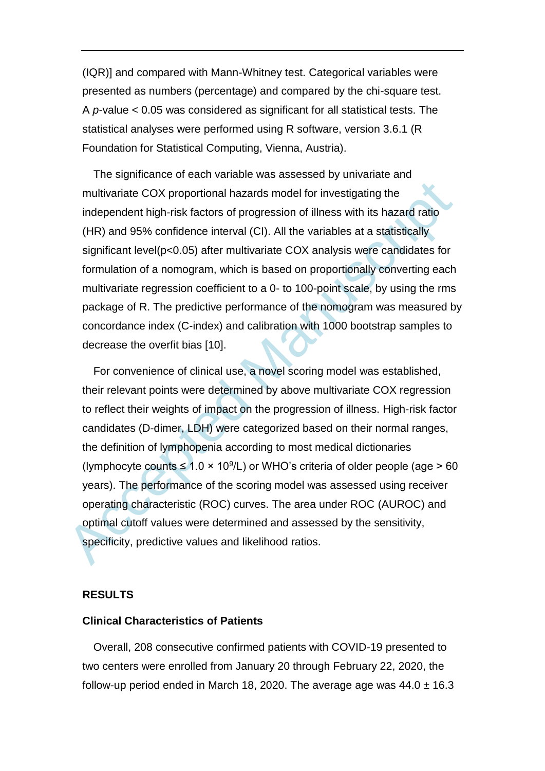(IQR)] and compared with Mann-Whitney test. Categorical variables were presented as numbers (percentage) and compared by the chi-square test. A *p*-value < 0.05 was considered as significant for all statistical tests. The statistical analyses were performed using R software, version 3.6.1 (R Foundation for Statistical Computing, Vienna, Austria).

The significance of each variable was assessed by univariate and multivariate COX proportional hazards model for investigating the independent high-risk factors of progression of illness with its hazard ratio (HR) and 95% confidence interval (CI). All the variables at a statistically significant level($p<0.05$) after multivariate COX analysis were candidates for formulation of a nomogram, which is based on proportionally converting each multivariate regression coefficient to a 0- to 100-point scale, by using the rms package of R. The predictive performance of the nomogram was measured by concordance index (C-index) and calibration with 1000 bootstrap samples to decrease the overfit bias [10].

For convenience of clinical use, a novel scoring model was established, their relevant points were determined by above multivariate COX regression to reflect their weights of impact on the progression of illness. High-risk factor candidates (D-dimer, LDH) were categorized based on their normal ranges, the definition of lymphopenia according to most medical dictionaries (lymphocyte counts $\leq 1.0 \times 10^9$/L) or WHO's criteria of older people (age > 60 years). The performance of the scoring model was assessed using receiver operating characteristic (ROC) curves. The area under ROC (AUROC) and optimal cutoff values were determined and assessed by the sensitivity, specificity, predictive values and likelihood ratios.

## RESULTS

### Clinical Characteristics of Patients

Overall, 208 consecutive confirmed patients with COVID-19 presented to two centers were enrolled from January 20 through February 22, 2020, the follow-up period ended in March 18, 2020. The average age was 44.0 ± 16.3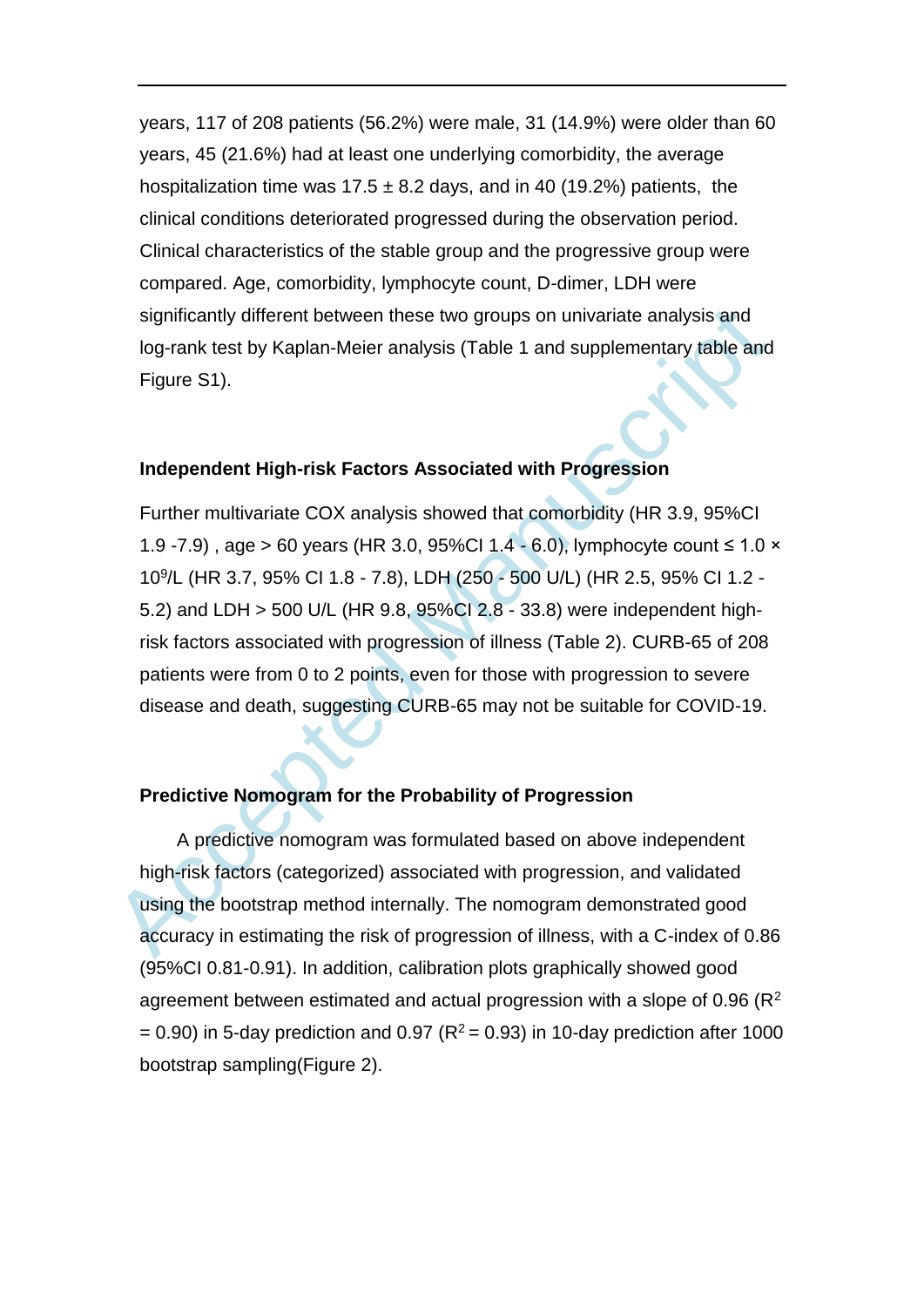years, 117 of 208 patients (56.2%) were male, 31 (14.9%) were older than 60 years, 45 (21.6%) had at least one underlying comorbidity, the average hospitalization time was 17.5 ± 8.2 days, and in 40 (19.2%) patients, the clinical conditions deteriorated progressed during the observation period. Clinical characteristics of the stable group and the progressive group were compared. Age, comorbidity, lymphocyte count, D-dimer, LDH were significantly different between these two groups on univariate analysis and log-rank test by Kaplan-Meier analysis (Table 1 and supplementary table and Figure S1).

### Independent High-risk Factors Associated with Progression

Further multivariate COX analysis showed that comorbidity (HR 3.9, 95%CI 1.9 -7.9) , age > 60 years (HR 3.0, 95%CI 1.4 - 6.0), lymphocyte count ≤ 1.0 × $10^9$/L (HR 3.7, 95% CI 1.8 - 7.8), LDH (250 - 500 U/L) (HR 2.5, 95% CI 1.2 - 5.2) and LDH > 500 U/L (HR 9.8, 95%CI 2.8 - 33.8) were independent high-risk factors associated with progression of illness (Table 2). CURB-65 of 208 patients were from 0 to 2 points, even for those with progression to severe disease and death, suggesting CURB-65 may not be suitable for COVID-19.

### Predictive Nomogram for the Probability of Progression

A predictive nomogram was formulated based on above independent high-risk factors (categorized) associated with progression, and validated using the bootstrap method internally. The nomogram demonstrated good accuracy in estimating the risk of progression of illness, with a C-index of 0.86 (95%CI 0.81-0.91). In addition, calibration plots graphically showed good agreement between estimated and actual progression with a slope of 0.96 ($R^2$ = 0.90) in 5-day prediction and 0.97 ($R^2$ = 0.93) in 10-day prediction after 1000 bootstrap sampling(Figure 2).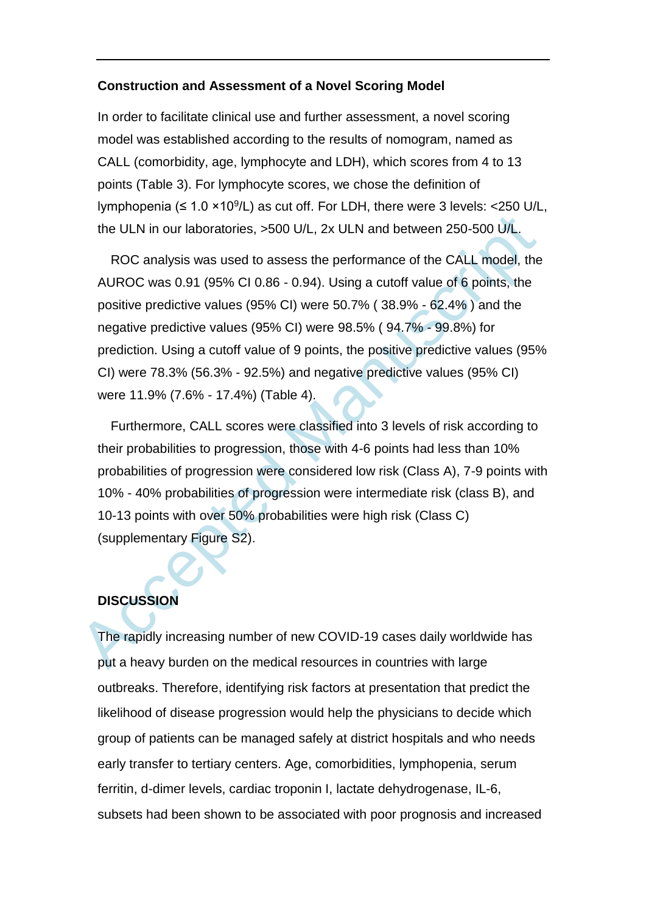### Construction and Assessment of a Novel Scoring Model

In order to facilitate clinical use and further assessment, a novel scoring model was established according to the results of nomogram, named as CALL (comorbidity, age, lymphocyte and LDH), which scores from 4 to 13 points (Table 3). For lymphocyte scores, we chose the definition of lymphopenia (≤ 1.0 $\times 10^9$/L) as cut off. For LDH, there were 3 levels: <250 U/L, the ULN in our laboratories, >500 U/L, 2x ULN and between 250-500 U/L.

ROC analysis was used to assess the performance of the CALL model, the AUROC was 0.91 (95% CI 0.86 - 0.94). Using a cutoff value of 6 points, the positive predictive values (95% CI) were 50.7% ( 38.9% - 62.4% ) and the negative predictive values (95% CI) were 98.5% ( 94.7% - 99.8%) for prediction. Using a cutoff value of 9 points, the positive predictive values (95% CI) were 78.3% (56.3% - 92.5%) and negative predictive values (95% CI) were 11.9% (7.6% - 17.4%) (Table 4).

Furthermore, CALL scores were classified into 3 levels of risk according to their probabilities to progression, those with 4-6 points had less than 10% probabilities of progression were considered low risk (Class A), 7-9 points with 10% - 40% probabilities of progression were intermediate risk (class B), and 10-13 points with over 50% probabilities were high risk (Class C) (supplementary Figure S2).

## DISCUSSION

The rapidly increasing number of new COVID-19 cases daily worldwide has put a heavy burden on the medical resources in countries with large outbreaks. Therefore, identifying risk factors at presentation that predict the likelihood of disease progression would help the physicians to decide which group of patients can be managed safely at district hospitals and who needs early transfer to tertiary centers. Age, comorbidities, lymphopenia, serum ferritin, d-dimer levels, cardiac troponin I, lactate dehydrogenase, IL-6, subsets had been shown to be associated with poor prognosis and increased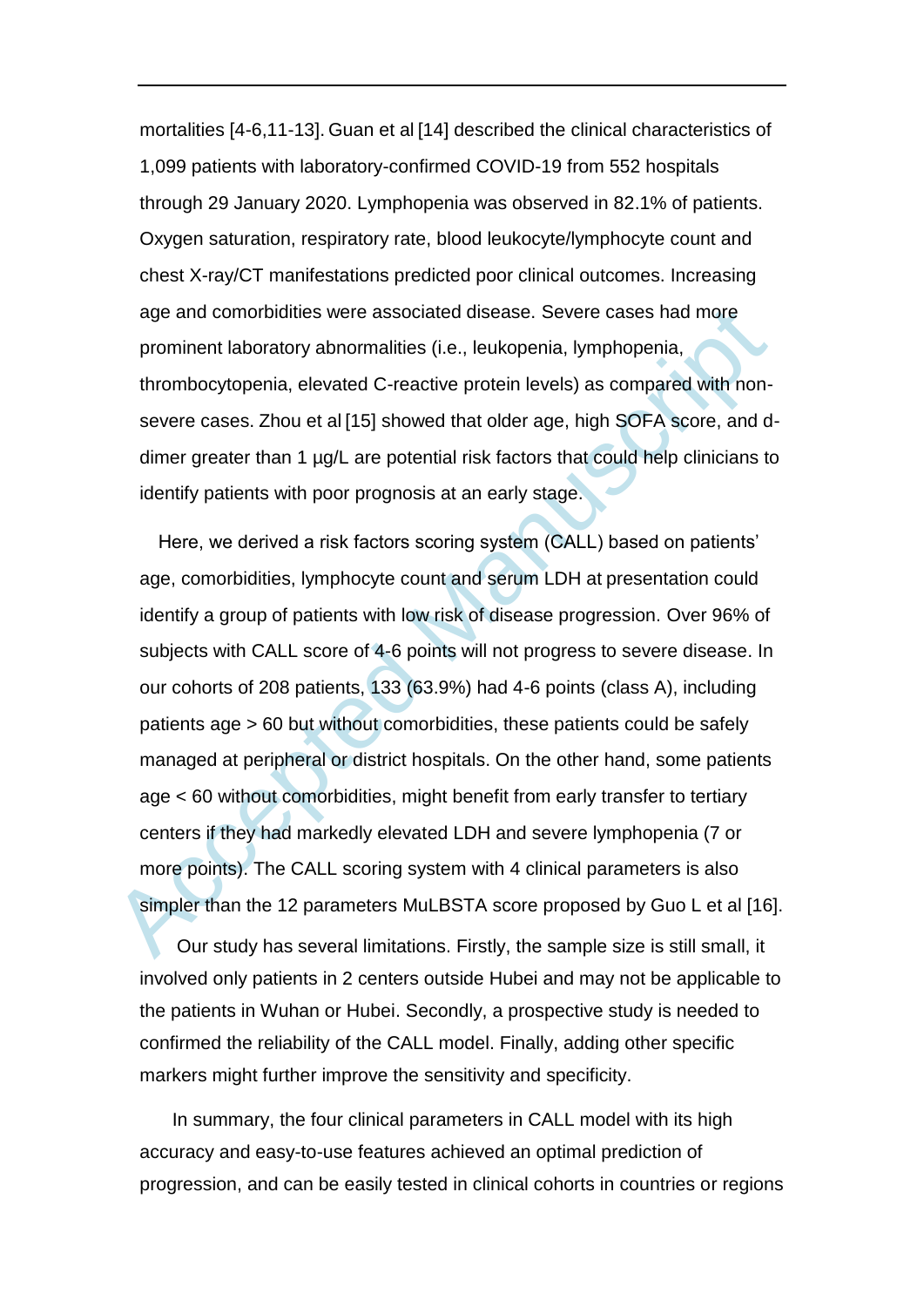mortalities [4-6,11-13]. Guan et al [14] described the clinical characteristics of 1,099 patients with laboratory-confirmed COVID-19 from 552 hospitals through 29 January 2020. Lymphopenia was observed in 82.1% of patients. Oxygen saturation, respiratory rate, blood leukocyte/lymphocyte count and chest X-ray/CT manifestations predicted poor clinical outcomes. Increasing age and comorbidities were associated disease. Severe cases had more prominent laboratory abnormalities (i.e., leukopenia, lymphopenia, thrombocytopenia, elevated C-reactive protein levels) as compared with non-severe cases. Zhou et al [15] showed that older age, high SOFA score, and d-dimer greater than 1 µg/L are potential risk factors that could help clinicians to identify patients with poor prognosis at an early stage.

Here, we derived a risk factors scoring system (CALL) based on patients' age, comorbidities, lymphocyte count and serum LDH at presentation could identify a group of patients with low risk of disease progression. Over 96% of subjects with CALL score of 4-6 points will not progress to severe disease. In our cohorts of 208 patients, 133 (63.9%) had 4-6 points (class A), including patients age > 60 but without comorbidities, these patients could be safely managed at peripheral or district hospitals. On the other hand, some patients age < 60 without comorbidities, might benefit from early transfer to tertiary centers if they had markedly elevated LDH and severe lymphopenia (7 or more points). The CALL scoring system with 4 clinical parameters is also simpler than the 12 parameters MuLBSTA score proposed by Guo L et al [16].

Our study has several limitations. Firstly, the sample size is still small, it involved only patients in 2 centers outside Hubei and may not be applicable to the patients in Wuhan or Hubei. Secondly, a prospective study is needed to confirmed the reliability of the CALL model. Finally, adding other specific markers might further improve the sensitivity and specificity.

In summary, the four clinical parameters in CALL model with its high accuracy and easy-to-use features achieved an optimal prediction of progression, and can be easily tested in clinical cohorts in countries or regions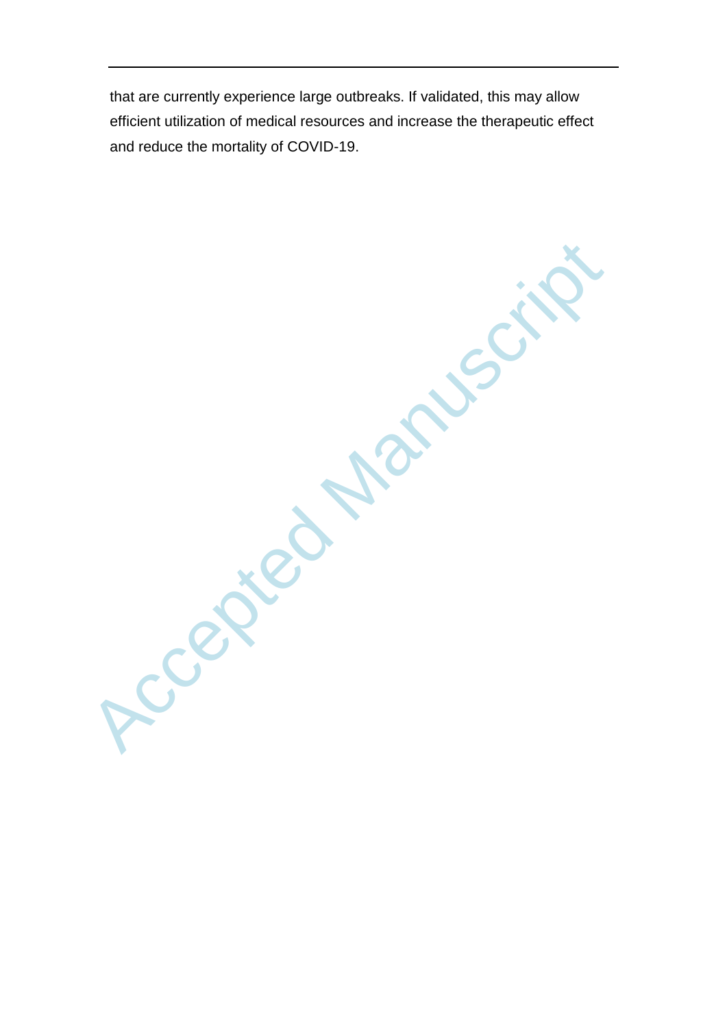that are currently experience large outbreaks. If validated, this may allow efficient utilization of medical resources and increase the therapeutic effect and reduce the mortality of COVID-19.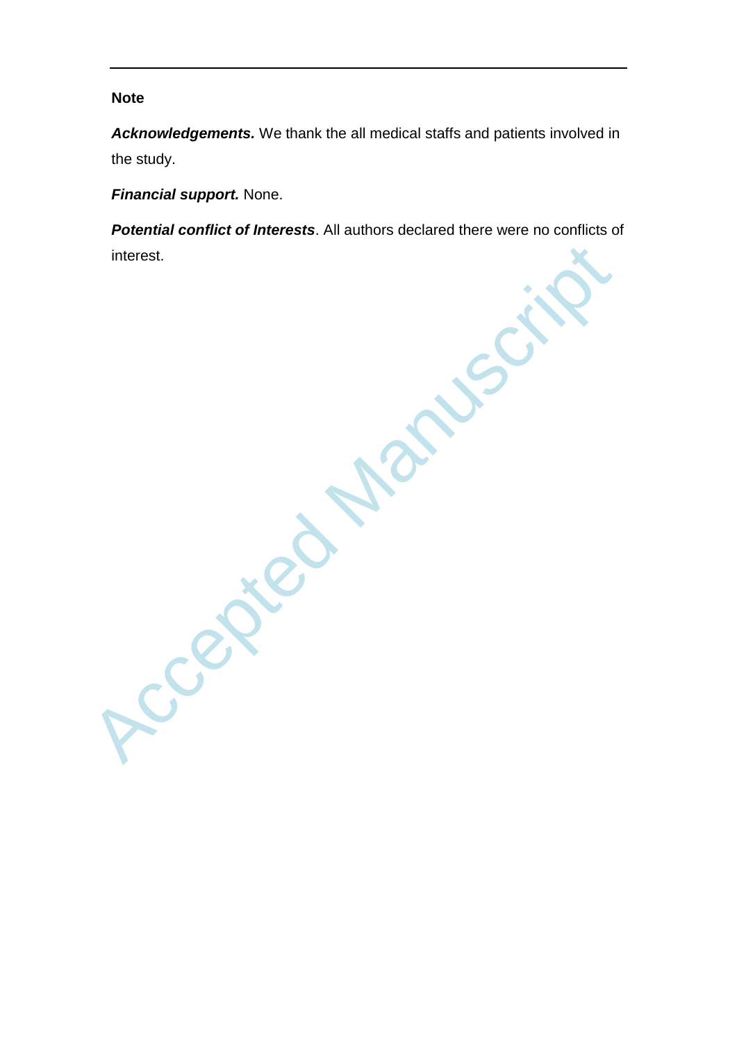**Note**

***Acknowledgements.*** We thank the all medical staffs and patients involved in the study.

***Financial support.*** None.

***Potential conflict of Interests***. All authors declared there were no conflicts of interest.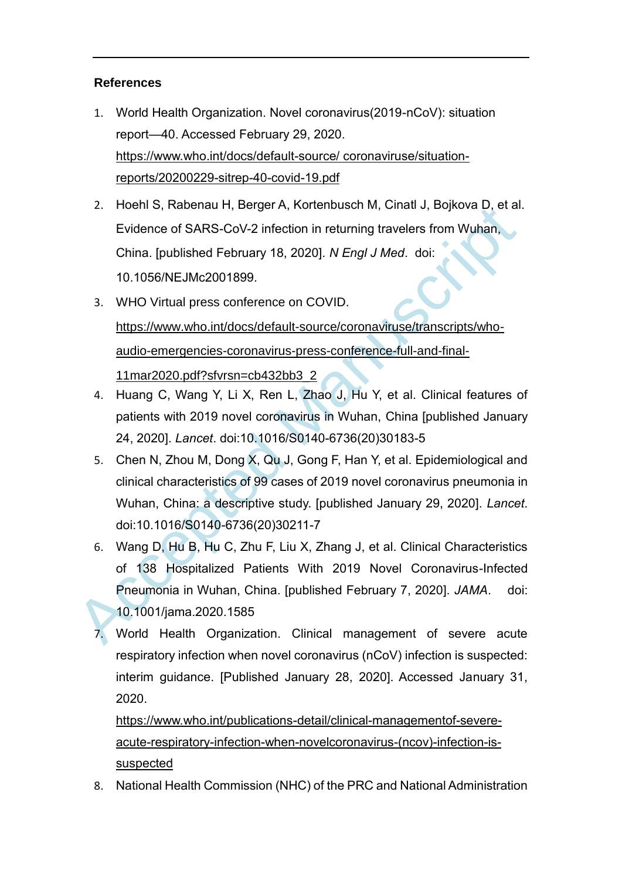## References

1. World Health Organization. Novel coronavirus(2019-nCoV): situation report—40. Accessed February 29, 2020. https://www.who.int/docs/default-source/ coronaviruse/situation-reports/20200229-sitrep-40-covid-19.pdf
2. Hoehl S, Rabenau H, Berger A, Kortenbusch M, Cinatl J, Bojkova D, et al. Evidence of SARS-CoV-2 infection in returning travelers from Wuhan, China. [published February 18, 2020]. *N Engl J Med*. doi: 10.1056/NEJMc2001899.
3. WHO Virtual press conference on COVID. https://www.who.int/docs/default-source/coronaviruse/transcripts/who-audio-emergencies-coronavirus-press-conference-full-and-final-11mar2020.pdf?sfvrsn=cb432bb3_2
4. Huang C, Wang Y, Li X, Ren L, Zhao J, Hu Y, et al. Clinical features of patients with 2019 novel coronavirus in Wuhan, China [published January 24, 2020]. *Lancet*. doi:10.1016/S0140-6736(20)30183-5
5. Chen N, Zhou M, Dong X, Qu J, Gong F, Han Y, et al. Epidemiological and clinical characteristics of 99 cases of 2019 novel coronavirus pneumonia in Wuhan, China: a descriptive study. [published January 29, 2020]. *Lancet*. doi:10.1016/S0140-6736(20)30211-7
6. Wang D, Hu B, Hu C, Zhu F, Liu X, Zhang J, et al. Clinical Characteristics of 138 Hospitalized Patients With 2019 Novel Coronavirus-Infected Pneumonia in Wuhan, China. [published February 7, 2020]. *JAMA*. doi: 10.1001/jama.2020.1585
7. World Health Organization. Clinical management of severe acute respiratory infection when novel coronavirus (nCoV) infection is suspected: interim guidance. [Published January 28, 2020]. Accessed January 31, 2020. https://www.who.int/publications-detail/clinical-managementof-severe-acute-respiratory-infection-when-novelcoronavirus-(ncov)-infection-is-suspected
8. National Health Commission (NHC) of the PRC and National Administration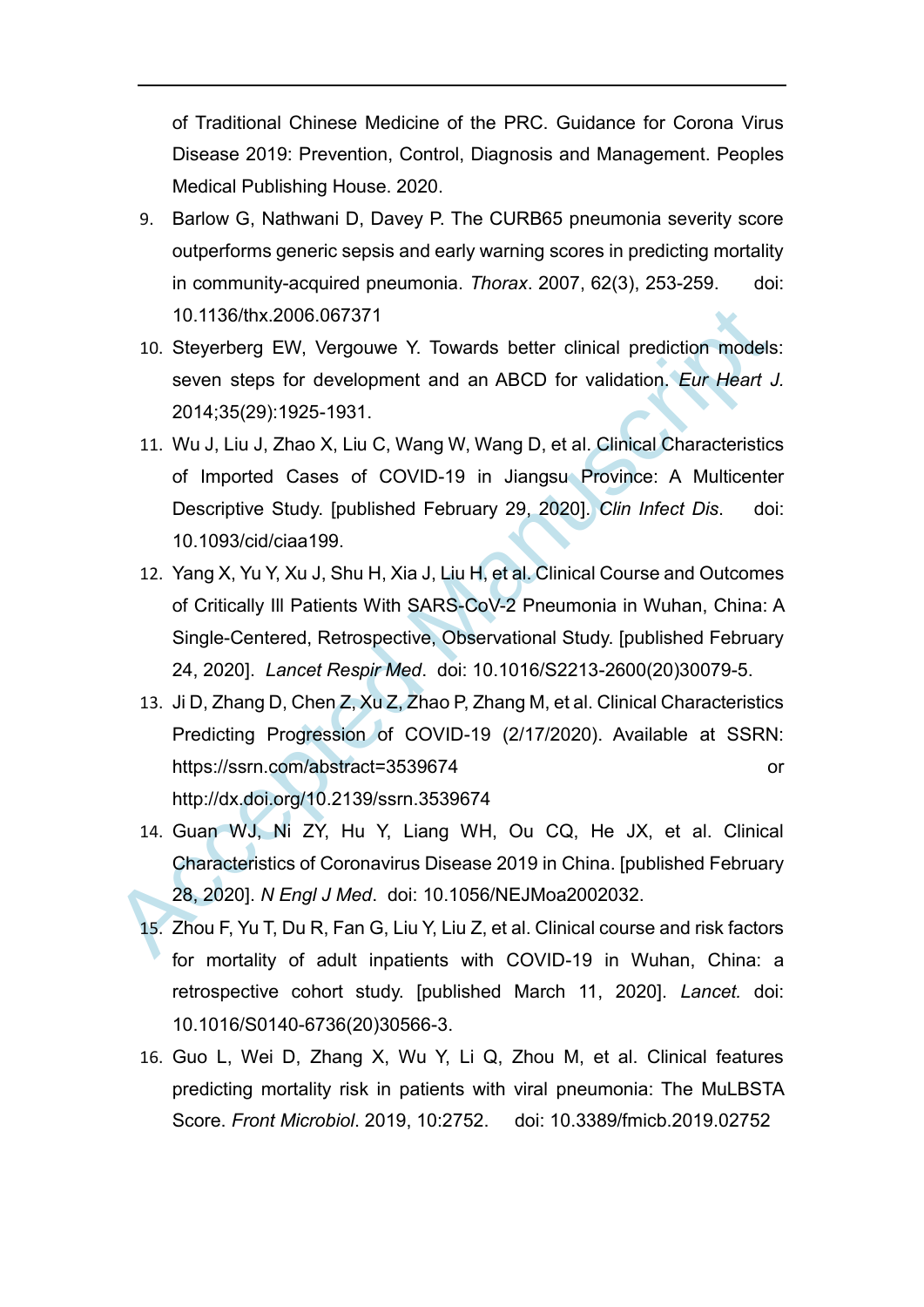of Traditional Chinese Medicine of the PRC. Guidance for Corona Virus Disease 2019: Prevention, Control, Diagnosis and Management. Peoples Medical Publishing House. 2020.

9. Barlow G, Nathwani D, Davey P. The CURB65 pneumonia severity score outperforms generic sepsis and early warning scores in predicting mortality in community-acquired pneumonia. *Thorax*. 2007, 62(3), 253-259. doi: 10.1136/thx.2006.067371
10. Steyerberg EW, Vergouwe Y. Towards better clinical prediction models: seven steps for development and an ABCD for validation. *Eur Heart J.* 2014;35(29):1925-1931.
11. Wu J, Liu J, Zhao X, Liu C, Wang W, Wang D, et al. Clinical Characteristics of Imported Cases of COVID-19 in Jiangsu Province: A Multicenter Descriptive Study. [published February 29, 2020]. *Clin Infect Dis*. doi: 10.1093/cid/ciaa199.
12. Yang X, Yu Y, Xu J, Shu H, Xia J, Liu H, et al. Clinical Course and Outcomes of Critically Ill Patients With SARS-CoV-2 Pneumonia in Wuhan, China: A Single-Centered, Retrospective, Observational Study. [published February 24, 2020]. *Lancet Respir Med*. doi: 10.1016/S2213-2600(20)30079-5.
13. Ji D, Zhang D, Chen Z, Xu Z, Zhao P, Zhang M, et al. Clinical Characteristics Predicting Progression of COVID-19 (2/17/2020). Available at SSRN: https://ssrn.com/abstract=3539674 or http://dx.doi.org/10.2139/ssrn.3539674
14. Guan WJ, Ni ZY, Hu Y, Liang WH, Ou CQ, He JX, et al. Clinical Characteristics of Coronavirus Disease 2019 in China. [published February 28, 2020]. *N Engl J Med*. doi: 10.1056/NEJMoa2002032.
15. Zhou F, Yu T, Du R, Fan G, Liu Y, Liu Z, et al. Clinical course and risk factors for mortality of adult inpatients with COVID-19 in Wuhan, China: a retrospective cohort study. [published March 11, 2020]. *Lancet.* doi: 10.1016/S0140-6736(20)30566-3.
16. Guo L, Wei D, Zhang X, Wu Y, Li Q, Zhou M, et al. Clinical features predicting mortality risk in patients with viral pneumonia: The MuLBSTA Score. *Front Microbiol*. 2019, 10:2752. doi: 10.3389/fmicb.2019.02752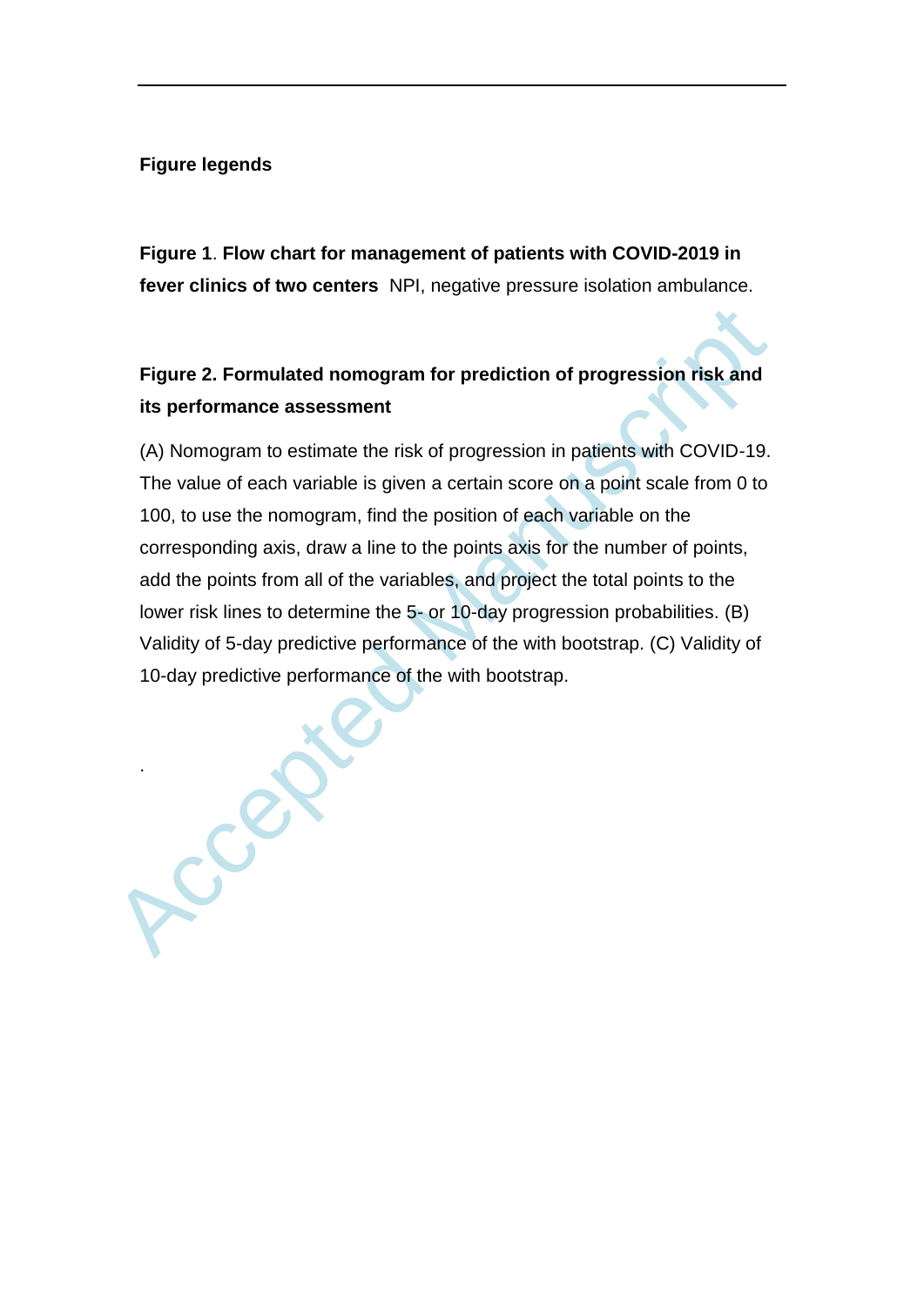## Figure legends

**Figure 1**. **Flow chart for management of patients with COVID-2019 in fever clinics of two centers** NPI, negative pressure isolation ambulance.

**Figure 2. Formulated nomogram for prediction of progression risk and its performance assessment**

(A) Nomogram to estimate the risk of progression in patients with COVID-19. The value of each variable is given a certain score on a point scale from 0 to 100, to use the nomogram, find the position of each variable on the corresponding axis, draw a line to the points axis for the number of points, add the points from all of the variables, and project the total points to the lower risk lines to determine the 5- or 10-day progression probabilities. (B) Validity of 5-day predictive performance of the with bootstrap. (C) Validity of 10-day predictive performance of the with bootstrap.

.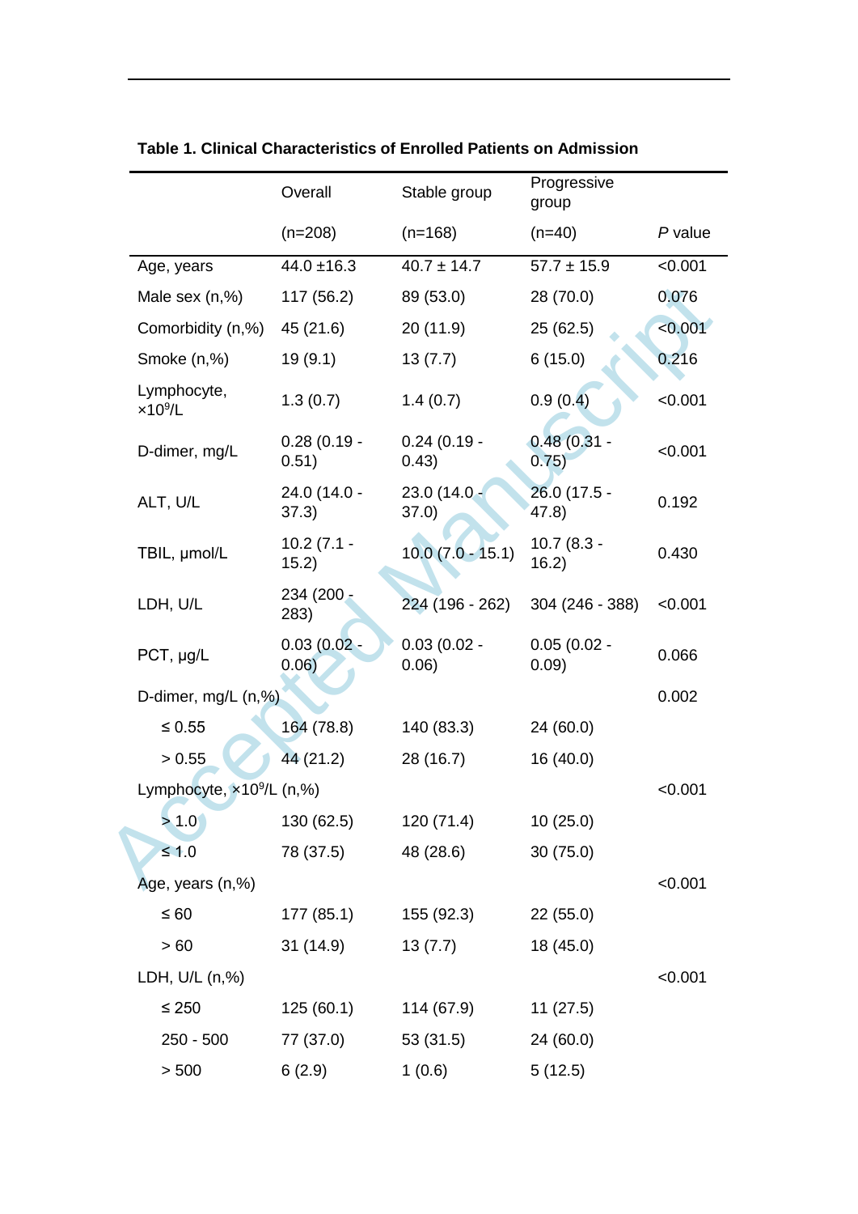**Table 1. Clinical Characteristics of Enrolled Patients on Admission**

| | Overall<br>(n=208) | Stable group<br>(n=168) | Progressive group<br>(n=40) | *P* value |
|---|---|---|---|---|
| Age, years | 44.0 ±16.3 | 40.7 ± 14.7 | 57.7 ± 15.9 | <0.001 |
| Male sex (n,%) | 117 (56.2) | 89 (53.0) | 28 (70.0) | 0.076 |
| Comorbidity (n,%) | 45 (21.6) | 20 (11.9) | 25 (62.5) | <0.001 |
| Smoke (n,%) | 19 (9.1) | 13 (7.7) | 6 (15.0) | 0.216 |
| Lymphocyte, $\times 10^9$/L | 1.3 (0.7) | 1.4 (0.7) | 0.9 (0.4) | <0.001 |
| D-dimer, mg/L | 0.28 (0.19 - 0.51) | 0.24 (0.19 - 0.43) | 0.48 (0.31 - 0.75) | <0.001 |
| ALT, U/L | 24.0 (14.0 - 37.3) | 23.0 (14.0 - 37.0) | 26.0 (17.5 - 47.8) | 0.192 |
| TBIL, μmol/L | 10.2 (7.1 - 15.2) | 10.0 (7.0 - 15.1) | 10.7 (8.3 - 16.2) | 0.430 |
| LDH, U/L | 234 (200 - 283) | 224 (196 - 262) | 304 (246 - 388) | <0.001 |
| PCT, μg/L | 0.03 (0.02 - 0.06) | 0.03 (0.02 - 0.06) | 0.05 (0.02 - 0.09) | 0.066 |
| D-dimer, mg/L (n,%) | | | | 0.002 |
| ≤ 0.55 | 164 (78.8) | 140 (83.3) | 24 (60.0) | |
| > 0.55 | 44 (21.2) | 28 (16.7) | 16 (40.0) | |
| Lymphocyte, $\times 10^9$/L (n,%) | | | | <0.001 |
| > 1.0 | 130 (62.5) | 120 (71.4) | 10 (25.0) | |
| ≤ 1.0 | 78 (37.5) | 48 (28.6) | 30 (75.0) | |
| Age, years (n,%) | | | | <0.001 |
| ≤ 60 | 177 (85.1) | 155 (92.3) | 22 (55.0) | |
| > 60 | 31 (14.9) | 13 (7.7) | 18 (45.0) | |
| LDH, U/L (n,%) | | | | <0.001 |
| ≤ 250 | 125 (60.1) | 114 (67.9) | 11 (27.5) | |
| 250 - 500 | 77 (37.0) | 53 (31.5) | 24 (60.0) | |
| > 500 | 6 (2.9) | 1 (0.6) | 5 (12.5) | |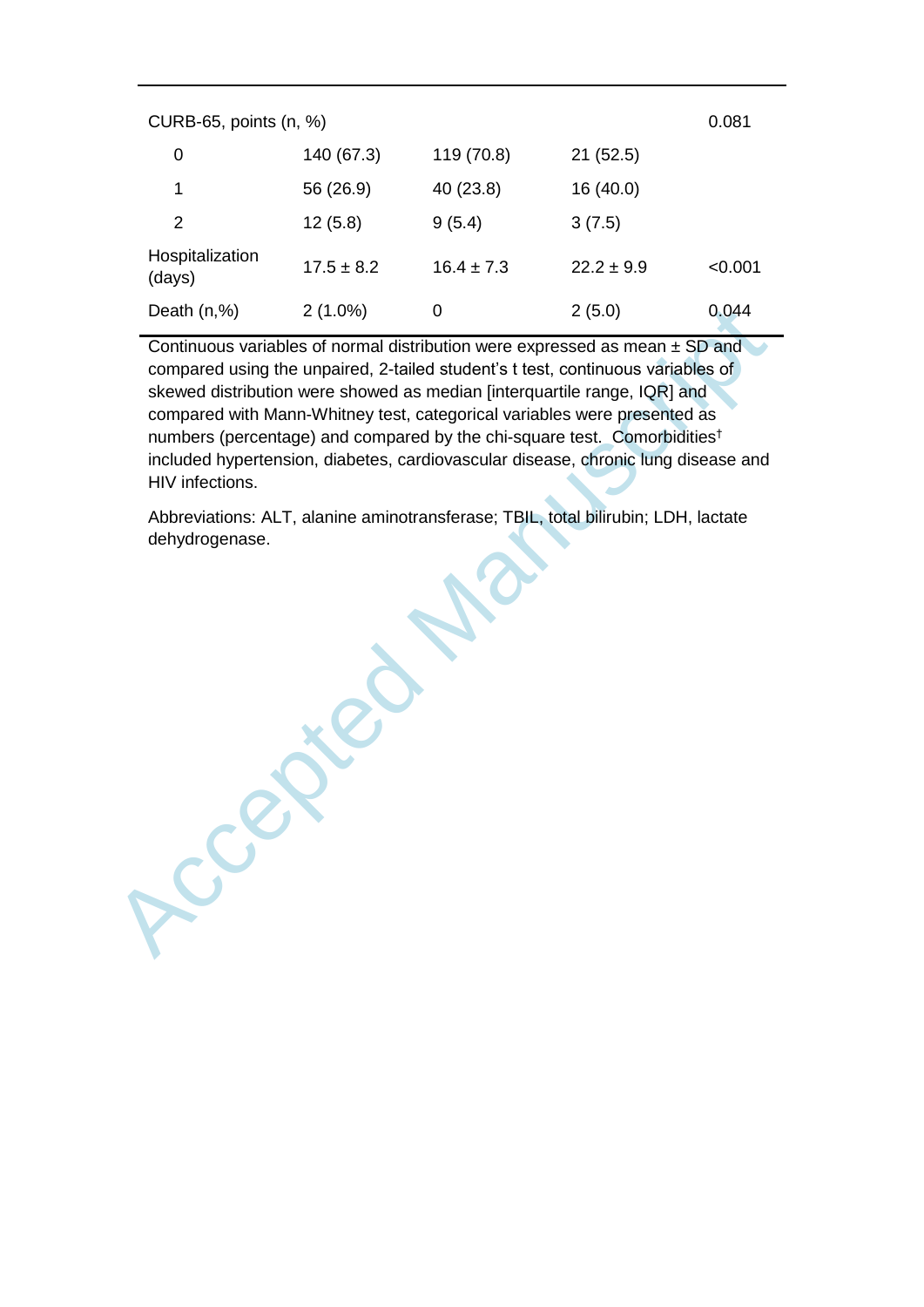| | | | | |
|---|---|---|---|---|
| CURB-65, points (n, %) | | | | 0.081 |
| 0 | 140 (67.3) | 119 (70.8) | 21 (52.5) | |
| 1 | 56 (26.9) | 40 (23.8) | 16 (40.0) | |
| 2 | 12 (5.8) | 9 (5.4) | 3 (7.5) | |
| Hospitalization (days) | 17.5 ± 8.2 | 16.4 ± 7.3 | 22.2 ± 9.9 | <0.001 |
| Death (n,%) | 2 (1.0%) | 0 | 2 (5.0) | 0.044 |

Continuous variables of normal distribution were expressed as mean ± SD and compared using the unpaired, 2-tailed student's t test, continuous variables of skewed distribution were showed as median [interquartile range, IQR] and compared with Mann-Whitney test, categorical variables were presented as numbers (percentage) and compared by the chi-square test. Comorbidities† included hypertension, diabetes, cardiovascular disease, chronic lung disease and HIV infections.

Abbreviations: ALT, alanine aminotransferase; TBIL, total bilirubin; LDH, lactate dehydrogenase.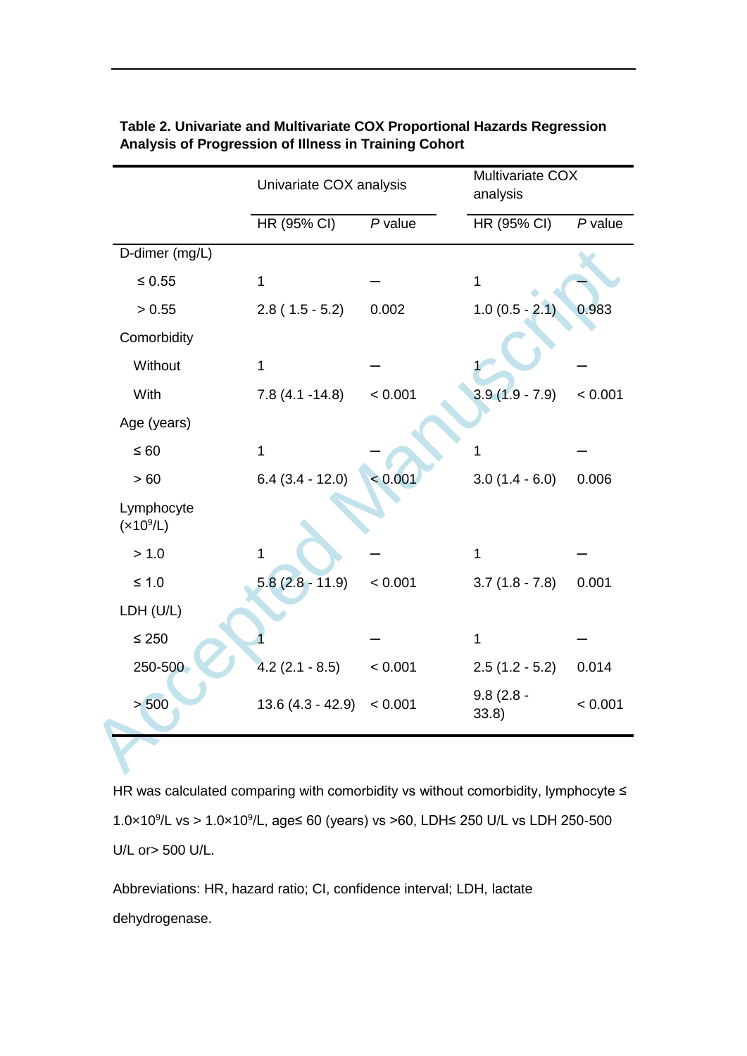**Table 2. Univariate and Multivariate COX Proportional Hazards Regression Analysis of Progression of Illness in Training Cohort**

| | Univariate COX analysis | | Multivariate COX analysis | |
|---|---|---|---|---|
| | HR (95% CI) | *P* value | HR (95% CI) | *P* value |
| D-dimer (mg/L) | | | | |
| ≤ 0.55 | 1 | — | 1 | — |
| > 0.55 | 2.8 ( 1.5 - 5.2) | 0.002 | 1.0 (0.5 - 2.1) | 0.983 |
| Comorbidity | | | | |
| Without | 1 | — | 1 | — |
| With | 7.8 (4.1 -14.8) | < 0.001 | 3.9 (1.9 - 7.9) | < 0.001 |
| Age (years) | | | | |
| ≤ 60 | 1 | — | 1 | — |
| > 60 | 6.4 (3.4 - 12.0) | < 0.001 | 3.0 (1.4 - 6.0) | 0.006 |
| Lymphocyte ($\times 10^9$/L) | | | | |
| > 1.0 | 1 | — | 1 | — |
| ≤ 1.0 | 5.8 (2.8 - 11.9) | < 0.001 | 3.7 (1.8 - 7.8) | 0.001 |
| LDH (U/L) | | | | |
| ≤ 250 | 1 | — | 1 | — |
| 250-500 | 4.2 (2.1 - 8.5) | < 0.001 | 2.5 (1.2 - 5.2) | 0.014 |
| > 500 | 13.6 (4.3 - 42.9) | < 0.001 | 9.8 (2.8 - 33.8) | < 0.001 |

HR was calculated comparing with comorbidity vs without comorbidity, lymphocyte ≤ $1.0\times10^9$/L vs > $1.0\times10^9$/L, age≤ 60 (years) vs >60, LDH≤ 250 U/L vs LDH 250-500 U/L or> 500 U/L.

Abbreviations: HR, hazard ratio; CI, confidence interval; LDH, lactate dehydrogenase.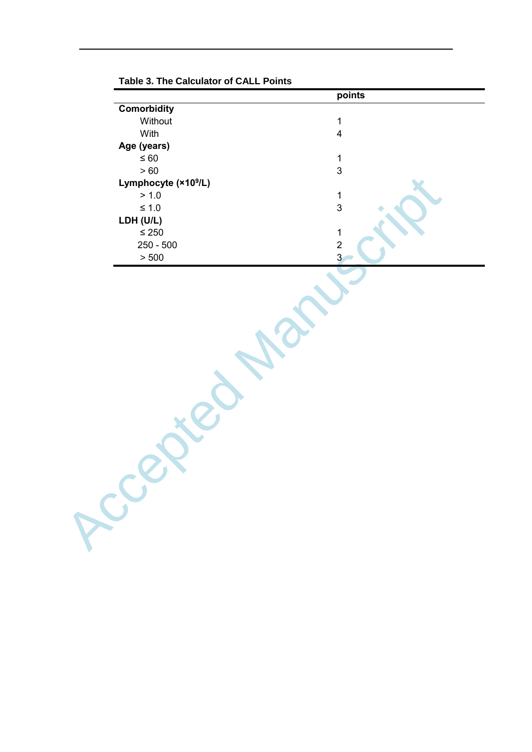Table 3. The Calculator of CALL Points

| | points |
|---|---|
| **Comorbidity** | |
| Without | 1 |
| With | 4 |
| **Age (years)** | |
| ≤ 60 | 1 |
| > 60 | 3 |
| **Lymphocyte (×$10^9$/L)** | |
| > 1.0 | 1 |
| ≤ 1.0 | 3 |
| **LDH (U/L)** | |
| ≤ 250 | 1 |
| 250 - 500 | 2 |
| > 500 | 3 |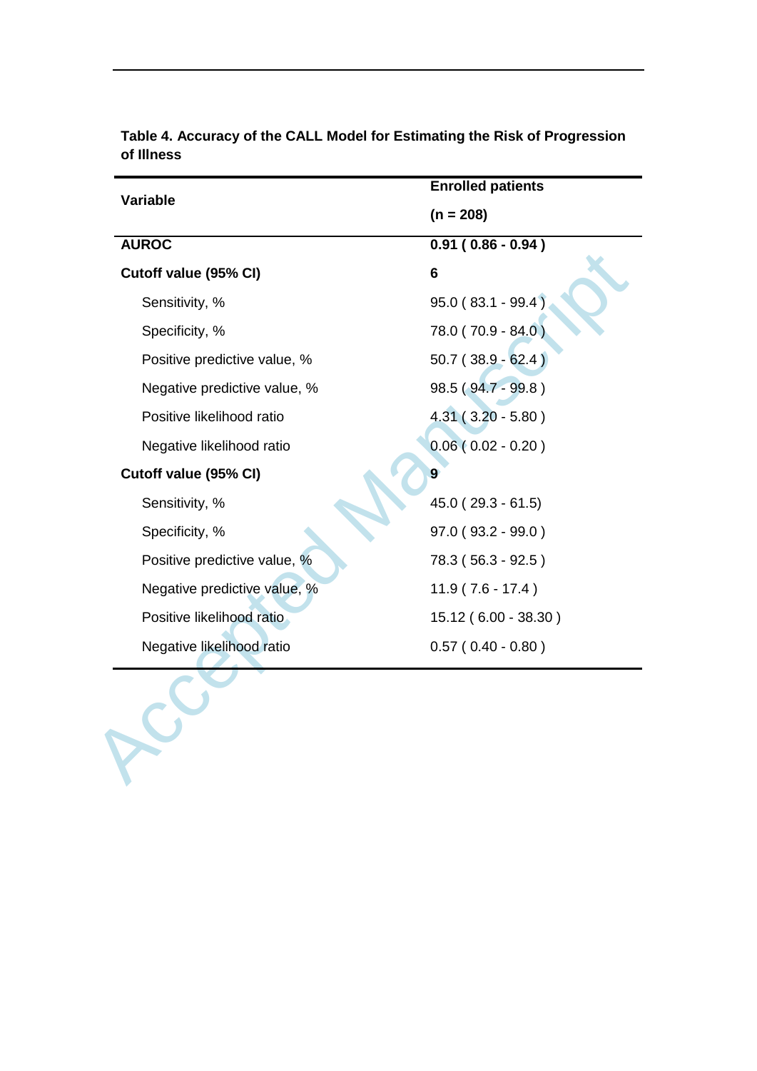**Table 4. Accuracy of the CALL Model for Estimating the Risk of Progression of Illness**

| Variable | Enrolled patients (n = 208) |
|---|---|
| **AUROC** | **0.91 ( 0.86 - 0.94 )** |
| **Cutoff value (95% CI)** | **6** |
| Sensitivity, % | 95.0 ( 83.1 - 99.4 ) |
| Specificity, % | 78.0 ( 70.9 - 84.0 ) |
| Positive predictive value, % | 50.7 ( 38.9 - 62.4 ) |
| Negative predictive value, % | 98.5 ( 94.7 - 99.8 ) |
| Positive likelihood ratio | 4.31 ( 3.20 - 5.80 ) |
| Negative likelihood ratio | 0.06 ( 0.02 - 0.20 ) |
| **Cutoff value (95% CI)** | **9** |
| Sensitivity, % | 45.0 ( 29.3 - 61.5) |
| Specificity, % | 97.0 ( 93.2 - 99.0 ) |
| Positive predictive value, % | 78.3 ( 56.3 - 92.5 ) |
| Negative predictive value, % | 11.9 ( 7.6 - 17.4 ) |
| Positive likelihood ratio | 15.12 ( 6.00 - 38.30 ) |
| Negative likelihood ratio | 0.57 ( 0.40 - 0.80 ) |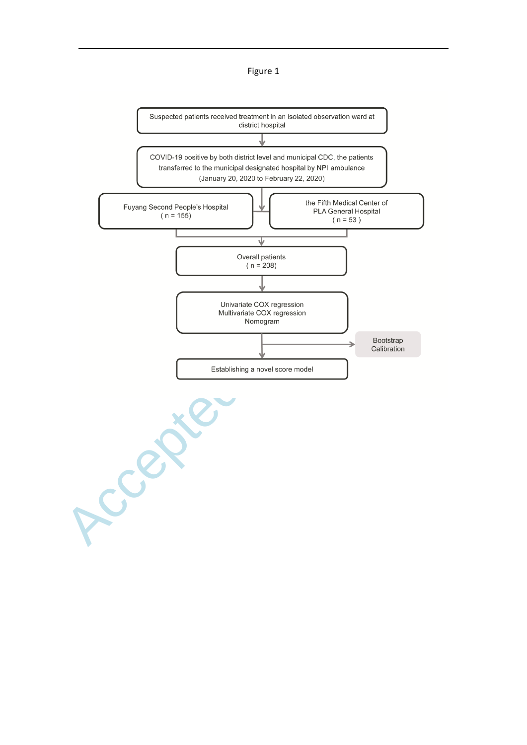Figure 1

Suspected patients received treatment in an isolated observation ward at district hospital

↓

COVID-19 positive by both district level and municipal CDC, the patients transferred to the municipal designated hospital by NPI ambulance (January 20, 2020 to February 22, 2020)

↓

| Fuyang Second People's Hospital ( n = 155) | the Fifth Medical Center of PLA General Hospital ( n = 53 ) |
|---|---|

↓

Overall patients ( n = 208)

↓

Univariate COX regression
Multivariate COX regression
Nomogram

↓ → Bootstrap Calibration

Establishing a novel score model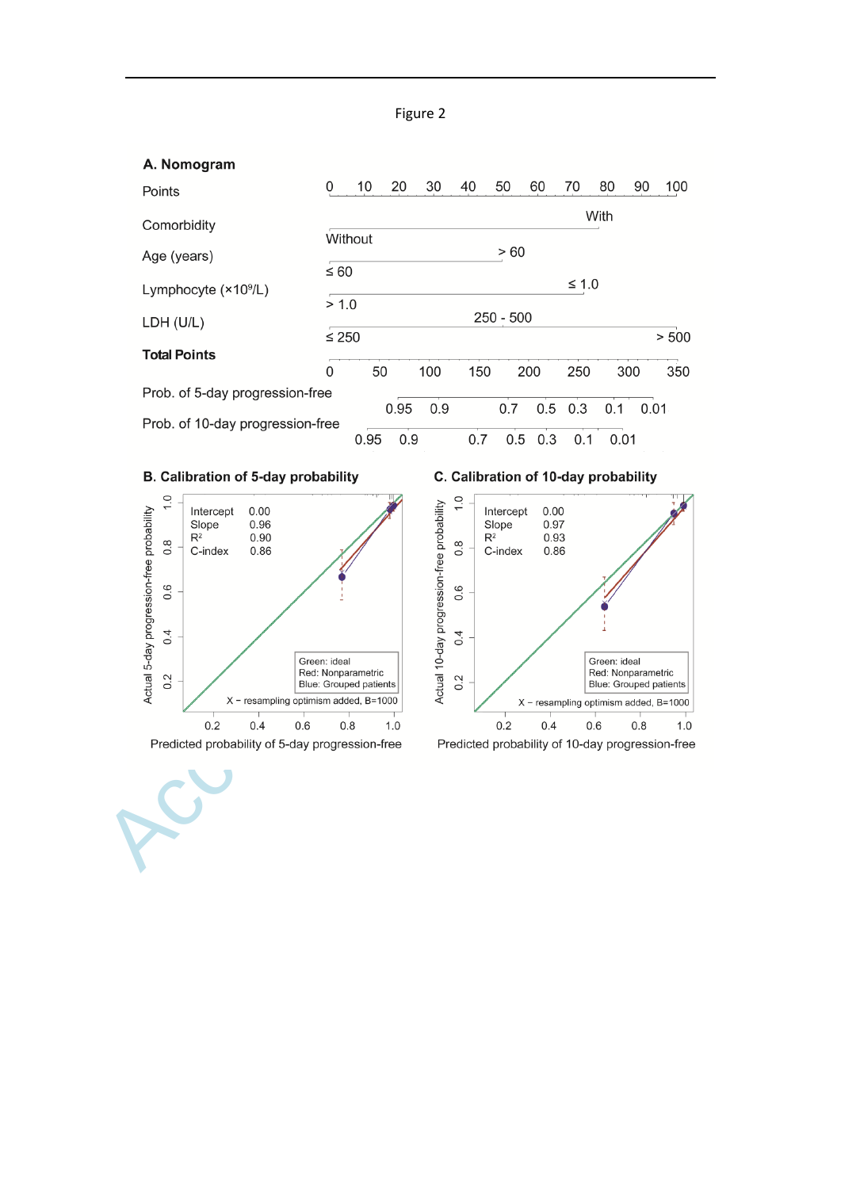Figure 2

**A. Nomogram**

Points
0 10 20 30 40 50 60 70 80 90 100

Comorbidity
Without
With

Age (years)
≤ 60
> 60

Lymphocyte (×10⁹/L)
> 1.0
≤ 1.0

LDH (U/L)
≤ 250
250 - 500
> 500

**Total Points**
0 50 100 150 200 250 300 350

Prob. of 5-day progression-free
0.95 0.9 0.7 0.5 0.3 0.1 0.01

Prob. of 10-day progression-free
0.95 0.9 0.7 0.5 0.3 0.1 0.01

**B. Calibration of 5-day probability**

Intercept 0.00
Slope 0.96
$R^2$ 0.90
C-index 0.86

Green: ideal
Red: Nonparametric
Blue: Grouped patients

X − resampling optimism added, B=1000

Actual 5-day progression-free probability
0.2 0.4 0.6 0.8 1.0

Predicted probability of 5-day progression-free
0.2 0.4 0.6 0.8 1.0

**C. Calibration of 10-day probability**

Intercept 0.00
Slope 0.97
$R^2$ 0.93
C-index 0.86

Green: ideal
Red: Nonparametric
Blue: Grouped patients

X − resampling optimism added, B=1000

Actual 10-day progression-free probability
0.2 0.4 0.6 0.8 1.0

Predicted probability of 10-day progression-free
0.2 0.4 0.6 0.8 1.0